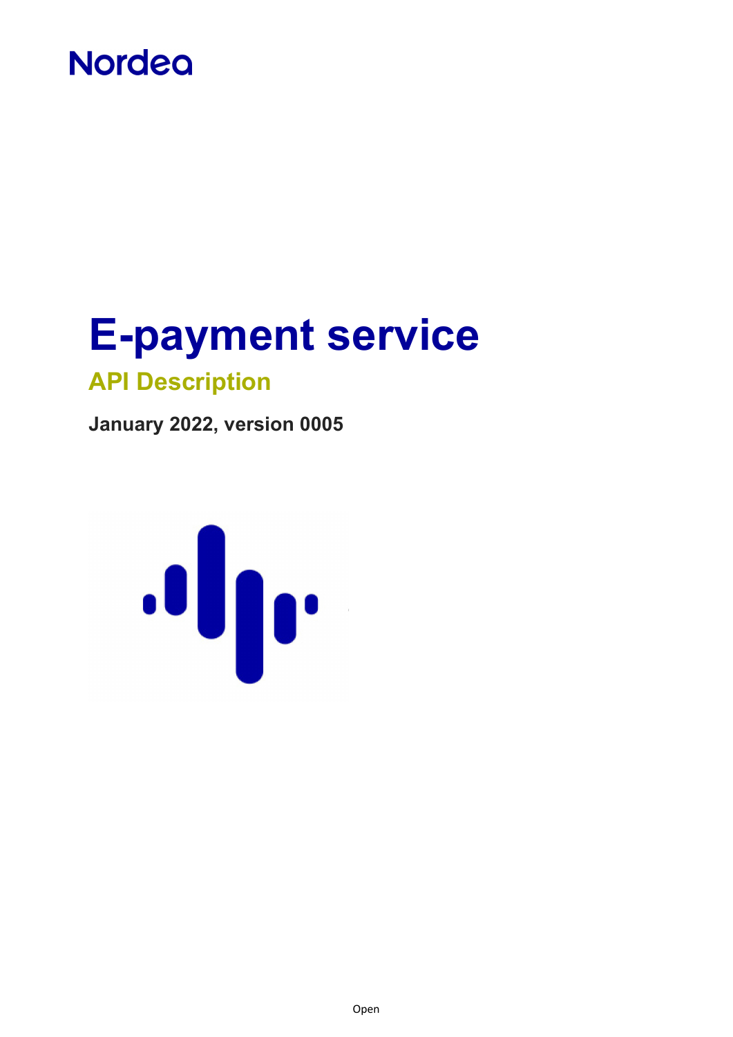Nordea

# E-payment service

## API Description

**January 2022, version 0005**

Open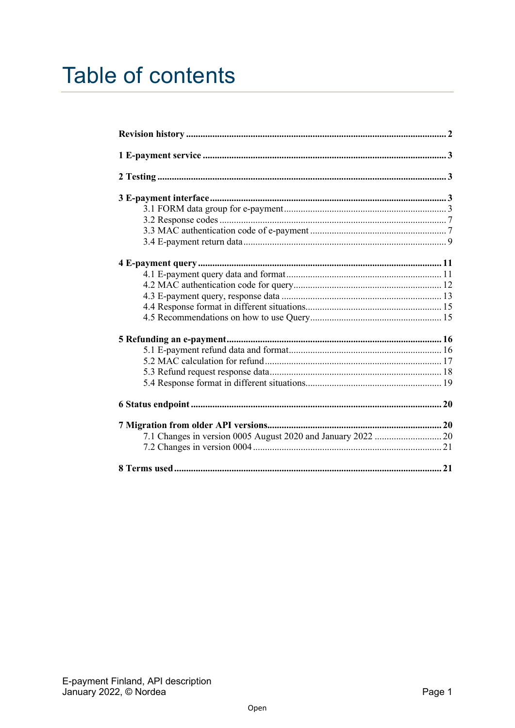# Table of contents

**Revision history** ............................................................................................................ **2**

**1 E-payment service** ..................................................................................................... **3**

**2 Testing** ........................................................................................................................ **3**

**3 E-payment interface** .................................................................................................. **3**

3.1 FORM data group for e-payment .................................................................... 3
3.2 Response codes ............................................................................................... 7
3.3 MAC authentication code of e-payment ......................................................... 7
3.4 E-payment return data ..................................................................................... 9

**4 E-payment query** ...................................................................................................... **11**

4.1 E-payment query data and format .................................................................. 11
4.2 MAC authentication code for query ................................................................ 12
4.3 E-payment query, response data .................................................................... 13
4.4 Response format in different situations.......................................................... 15
4.5 Recommendations on how to use Query......................................................... 15

**5 Refunding an e-payment** .......................................................................................... **16**

5.1 E-payment refund data and format ................................................................. 16
5.2 MAC calculation for refund ............................................................................ 17
5.3 Refund request response data.......................................................................... 18
5.4 Response format in different situations........................................................... 19

**6 Status endpoint** ......................................................................................................... **20**

**7 Migration from older API versions** ......................................................................... **20**

7.1 Changes in version 0005 August 2020 and January 2022 ............................... 20
7.2 Changes in version 0004 ................................................................................. 21

**8 Terms used** ................................................................................................................ **21**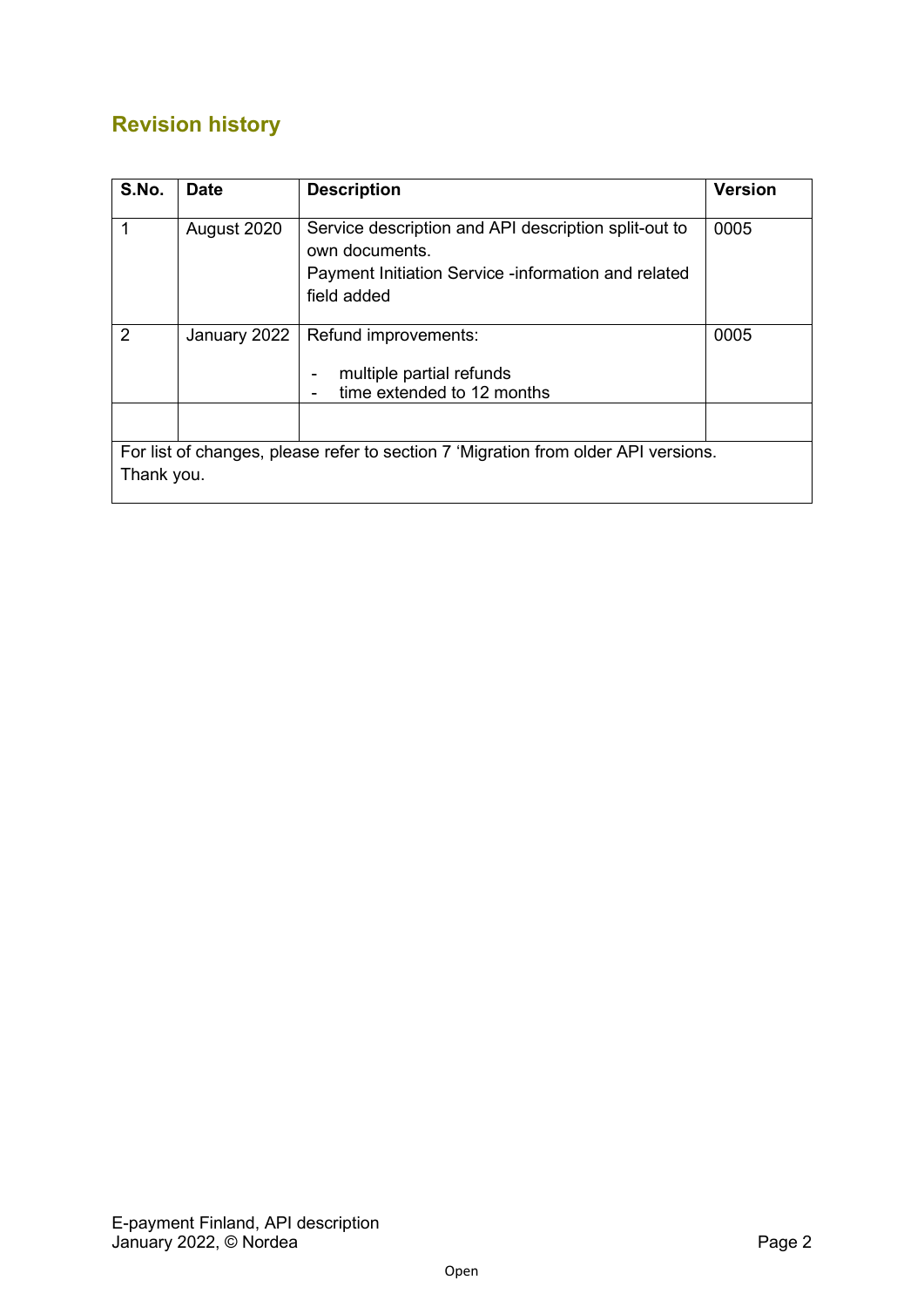## Revision history

| S.No. | Date | Description | Version |
|---|---|---|---|
| 1 | August 2020 | Service description and API description split-out to own documents.<br>Payment Initiation Service -information and related field added | 0005 |
| 2 | January 2022 | Refund improvements:<br>- multiple partial refunds<br>- time extended to 12 months | 0005 |
| | | | |
| For list of changes, please refer to section 7 'Migration from older API versions.<br>Thank you. | | | |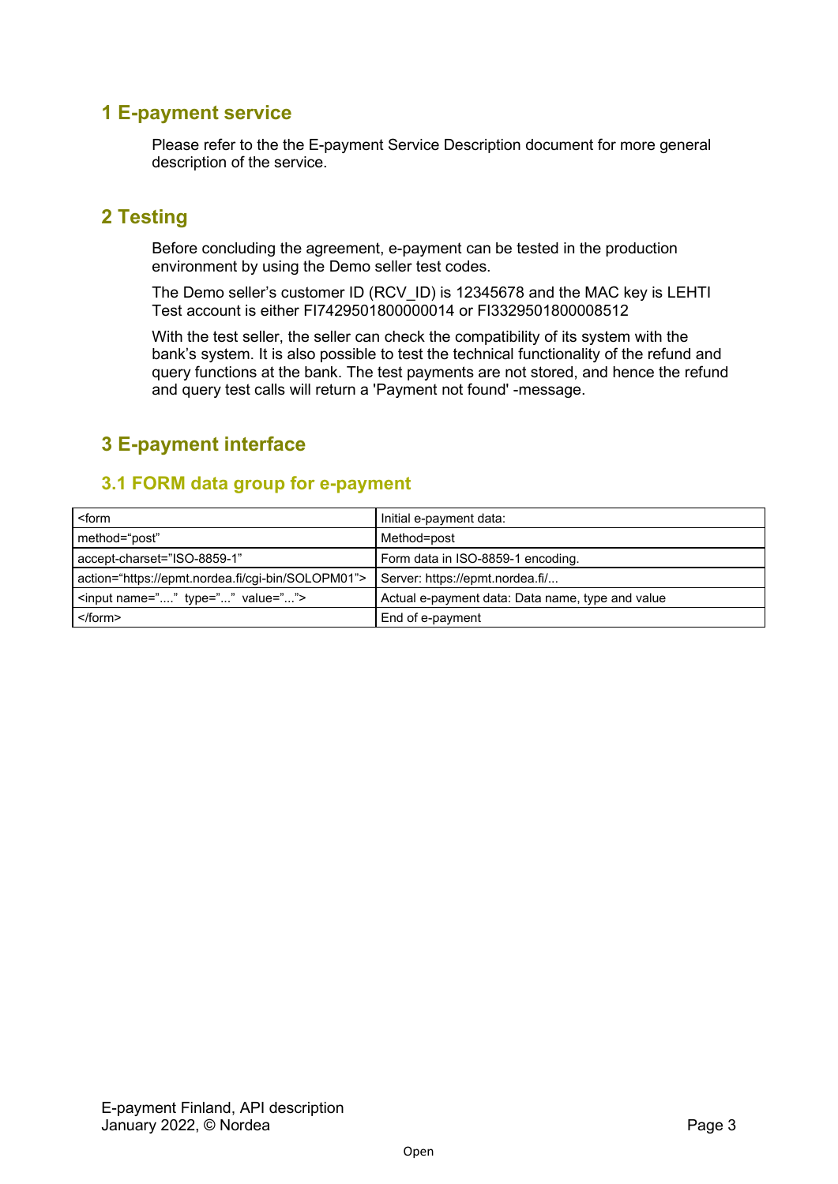# 1 E-payment service

Please refer to the the E-payment Service Description document for more general description of the service.

# 2 Testing

Before concluding the agreement, e-payment can be tested in the production environment by using the Demo seller test codes.

The Demo seller's customer ID (RCV_ID) is 12345678 and the MAC key is LEHTI Test account is either FI7429501800000014 or FI3329501800008512

With the test seller, the seller can check the compatibility of its system with the bank's system. It is also possible to test the technical functionality of the refund and query functions at the bank. The test payments are not stored, and hence the refund and query test calls will return a 'Payment not found' -message.

# 3 E-payment interface

## 3.1 FORM data group for e-payment

| | |
|---|---|
| <form | Initial e-payment data: |
| method="post" | Method=post |
| accept-charset="ISO-8859-1" | Form data in ISO-8859-1 encoding. |
| action="https://epmt.nordea.fi/cgi-bin/SOLOPM01"> | Server: https://epmt.nordea.fi/... |
| <input name="...." type="..." value="..."> | Actual e-payment data: Data name, type and value |
| </form> | End of e-payment |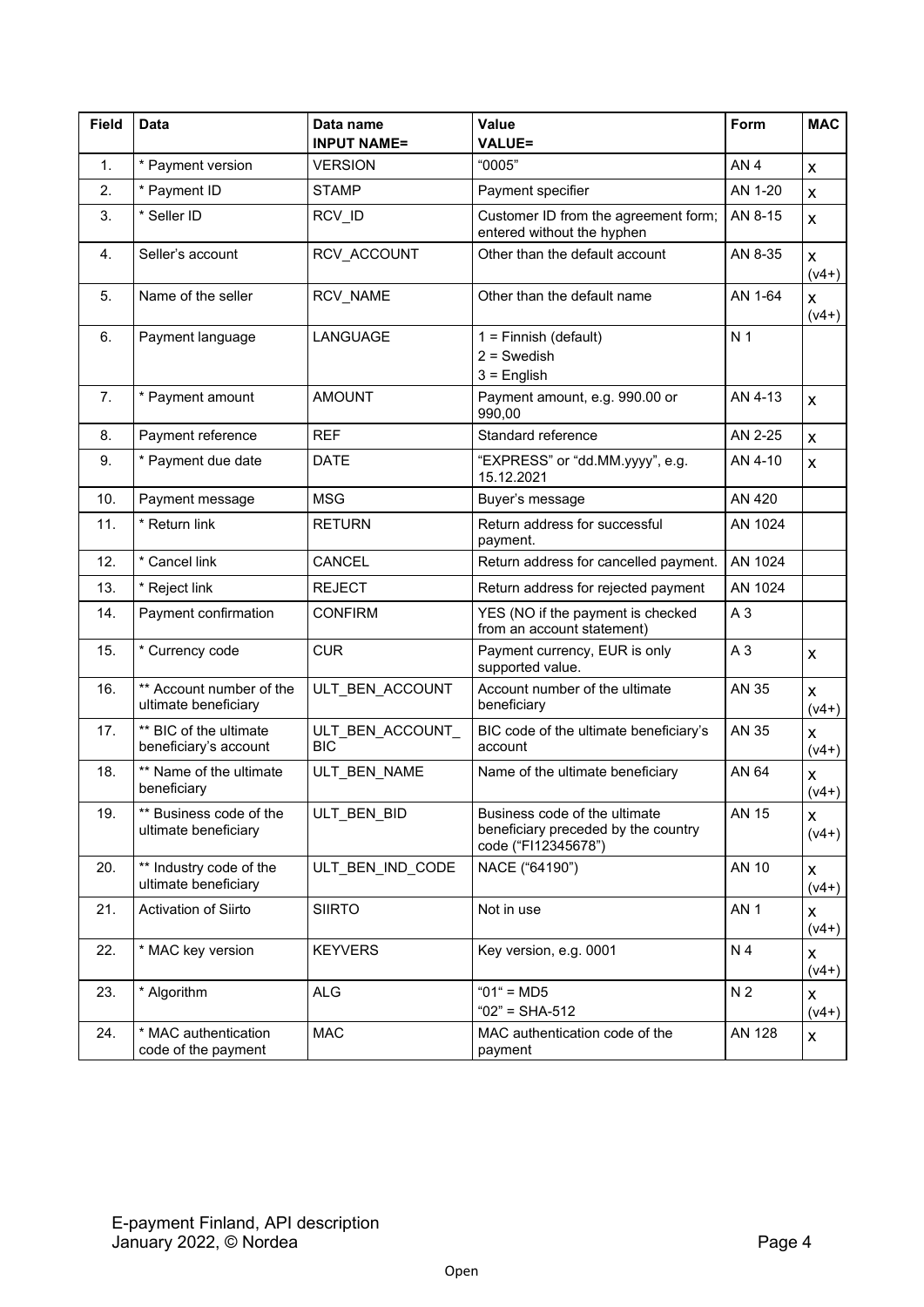| Field | Data | Data name INPUT NAME= | Value VALUE= | Form | MAC |
|---|---|---|---|---|---|
| 1. | * Payment version | VERSION | "0005" | AN 4 | x |
| 2. | * Payment ID | STAMP | Payment specifier | AN 1-20 | x |
| 3. | * Seller ID | RCV_ID | Customer ID from the agreement form; entered without the hyphen | AN 8-15 | x |
| 4. | Seller's account | RCV_ACCOUNT | Other than the default account | AN 8-35 | x (v4+) |
| 5. | Name of the seller | RCV_NAME | Other than the default name | AN 1-64 | x (v4+) |
| 6. | Payment language | LANGUAGE | 1 = Finnish (default)<br>2 = Swedish<br>3 = English | N 1 | |
| 7. | * Payment amount | AMOUNT | Payment amount, e.g. 990.00 or 990,00 | AN 4-13 | x |
| 8. | Payment reference | REF | Standard reference | AN 2-25 | x |
| 9. | * Payment due date | DATE | "EXPRESS" or "dd.MM.yyyy", e.g. 15.12.2021 | AN 4-10 | x |
| 10. | Payment message | MSG | Buyer's message | AN 420 | |
| 11. | * Return link | RETURN | Return address for successful payment. | AN 1024 | |
| 12. | * Cancel link | CANCEL | Return address for cancelled payment. | AN 1024 | |
| 13. | * Reject link | REJECT | Return address for rejected payment | AN 1024 | |
| 14. | Payment confirmation | CONFIRM | YES (NO if the payment is checked from an account statement) | A 3 | |
| 15. | * Currency code | CUR | Payment currency, EUR is only supported value. | A 3 | x |
| 16. | ** Account number of the ultimate beneficiary | ULT_BEN_ACCOUNT | Account number of the ultimate beneficiary | AN 35 | x (v4+) |
| 17. | ** BIC of the ultimate beneficiary's account | ULT_BEN_ACCOUNT_BIC | BIC code of the ultimate beneficiary's account | AN 35 | x (v4+) |
| 18. | ** Name of the ultimate beneficiary | ULT_BEN_NAME | Name of the ultimate beneficiary | AN 64 | x (v4+) |
| 19. | ** Business code of the ultimate beneficiary | ULT_BEN_BID | Business code of the ultimate beneficiary preceded by the country code ("FI12345678") | AN 15 | x (v4+) |
| 20. | ** Industry code of the ultimate beneficiary | ULT_BEN_IND_CODE | NACE ("64190") | AN 10 | x (v4+) |
| 21. | Activation of Siirto | SIIRTO | Not in use | AN 1 | x (v4+) |
| 22. | * MAC key version | KEYVERS | Key version, e.g. 0001 | N 4 | x (v4+) |
| 23. | * Algorithm | ALG | "01" = MD5<br>"02" = SHA-512 | N 2 | x (v4+) |
| 24. | * MAC authentication code of the payment | MAC | MAC authentication code of the payment | AN 128 | x |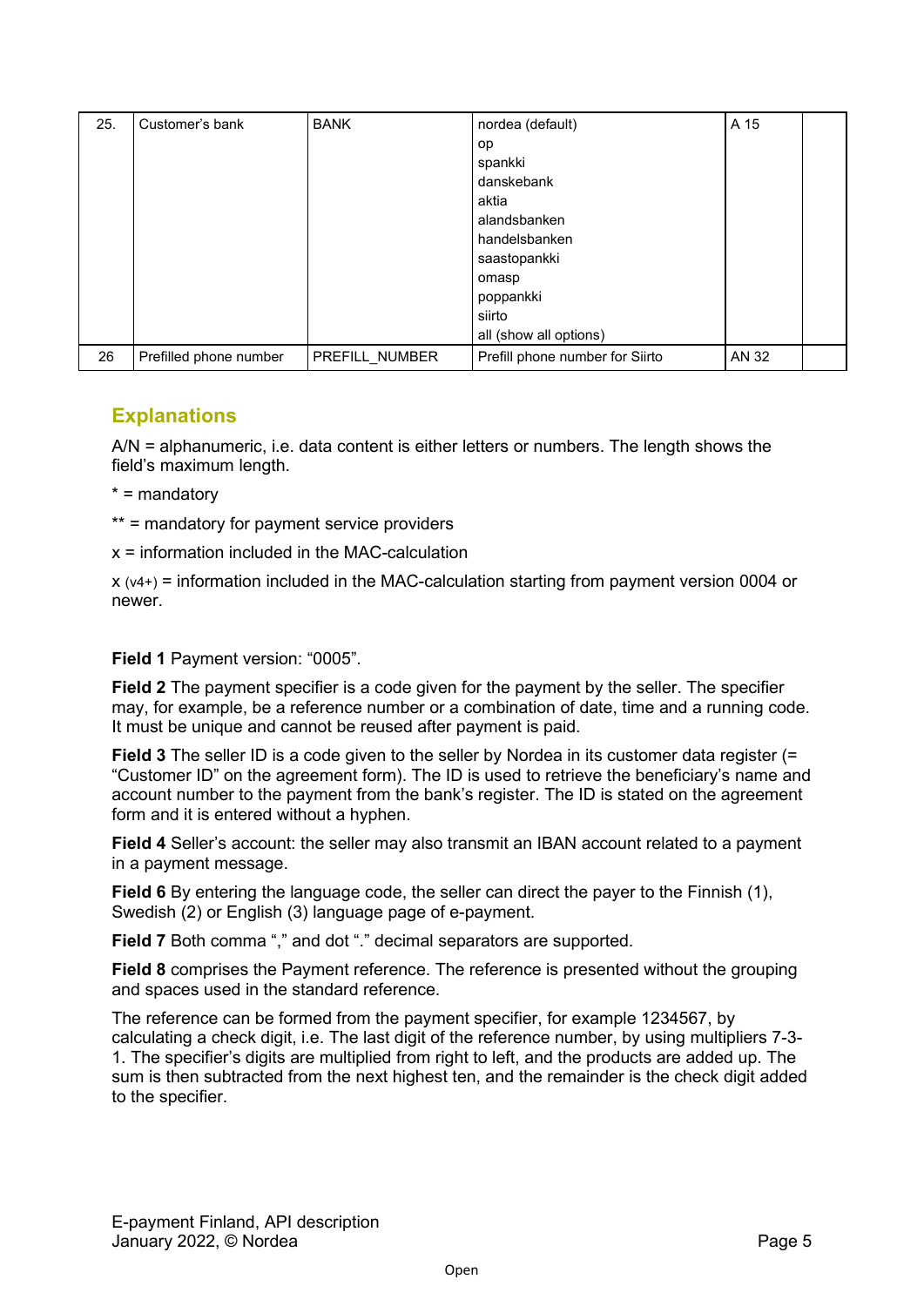| | | | | | |
|---|---|---|---|---|---|
| 25. | Customer's bank | BANK | nordea (default)<br>op<br>spankki<br>danskebank<br>aktia<br>alandsbanken<br>handelsbanken<br>saastopankki<br>omasp<br>poppankki<br>siirto<br>all (show all options) | A 15 | |
| 26 | Prefilled phone number | PREFILL_NUMBER | Prefill phone number for Siirto | AN 32 | |

## Explanations

A/N = alphanumeric, i.e. data content is either letters or numbers. The length shows the field's maximum length.

* = mandatory

** = mandatory for payment service providers

x = information included in the MAC-calculation

x (v4+) = information included in the MAC-calculation starting from payment version 0004 or newer.

**Field 1** Payment version: "0005".

**Field 2** The payment specifier is a code given for the payment by the seller. The specifier may, for example, be a reference number or a combination of date, time and a running code. It must be unique and cannot be reused after payment is paid.

**Field 3** The seller ID is a code given to the seller by Nordea in its customer data register (= "Customer ID" on the agreement form). The ID is used to retrieve the beneficiary's name and account number to the payment from the bank's register. The ID is stated on the agreement form and it is entered without a hyphen.

**Field 4** Seller's account: the seller may also transmit an IBAN account related to a payment in a payment message.

**Field 6** By entering the language code, the seller can direct the payer to the Finnish (1), Swedish (2) or English (3) language page of e-payment.

**Field 7** Both comma "," and dot "." decimal separators are supported.

**Field 8** comprises the Payment reference. The reference is presented without the grouping and spaces used in the standard reference.

The reference can be formed from the payment specifier, for example 1234567, by calculating a check digit, i.e. The last digit of the reference number, by using multipliers 7-3-1. The specifier's digits are multiplied from right to left, and the products are added up. The sum is then subtracted from the next highest ten, and the remainder is the check digit added to the specifier.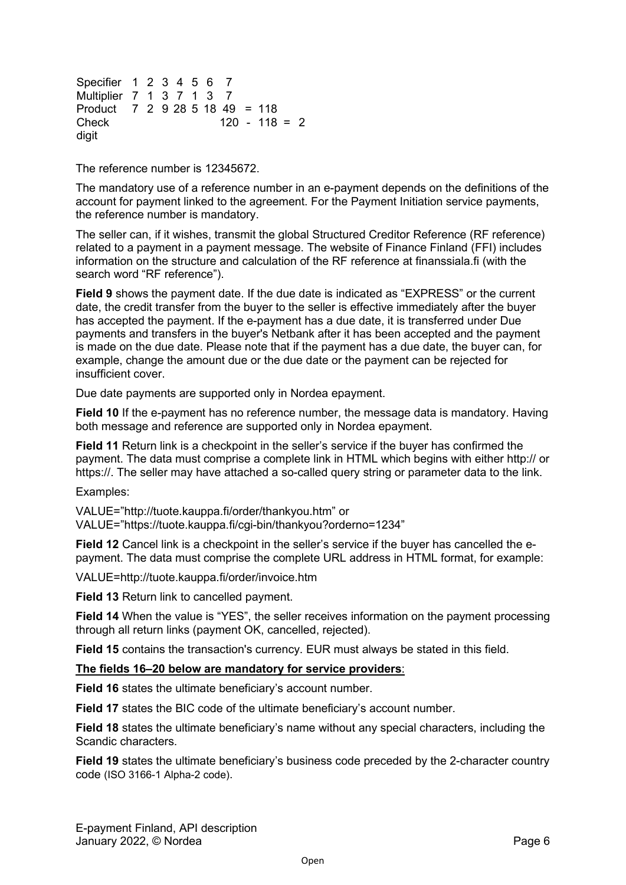| | | | | | | | | | |
|---|---|---|---|---|---|---|---|---|---|
| Specifier | 1 | 2 | 3 | 4 | 5 | 6 | 7 | | |
| Multiplier | 7 | 1 | 3 | 7 | 1 | 3 | 7 | | |
| Product | 7 | 2 | 9 | 28 | 5 | 18 | 49 | = 118 | |
| Check digit | | | | | | | | 120 - 118 = 2 | |

The reference number is 12345672.

The mandatory use of a reference number in an e-payment depends on the definitions of the account for payment linked to the agreement. For the Payment Initiation service payments, the reference number is mandatory.

The seller can, if it wishes, transmit the global Structured Creditor Reference (RF reference) related to a payment in a payment message. The website of Finance Finland (FFI) includes information on the structure and calculation of the RF reference at finanssiala.fi (with the search word "RF reference").

**Field 9** shows the payment date. If the due date is indicated as "EXPRESS" or the current date, the credit transfer from the buyer to the seller is effective immediately after the buyer has accepted the payment. If the e-payment has a due date, it is transferred under Due payments and transfers in the buyer's Netbank after it has been accepted and the payment is made on the due date. Please note that if the payment has a due date, the buyer can, for example, change the amount due or the due date or the payment can be rejected for insufficient cover.

Due date payments are supported only in Nordea epayment.

**Field 10** If the e-payment has no reference number, the message data is mandatory. Having both message and reference are supported only in Nordea epayment.

**Field 11** Return link is a checkpoint in the seller's service if the buyer has confirmed the payment. The data must comprise a complete link in HTML which begins with either http:// or https://. The seller may have attached a so-called query string or parameter data to the link.

Examples:

VALUE="http://tuote.kauppa.fi/order/thankyou.htm" or
VALUE="https://tuote.kauppa.fi/cgi-bin/thankyou?orderno=1234"

**Field 12** Cancel link is a checkpoint in the seller's service if the buyer has cancelled the e-payment. The data must comprise the complete URL address in HTML format, for example:

VALUE=http://tuote.kauppa.fi/order/invoice.htm

**Field 13** Return link to cancelled payment.

**Field 14** When the value is "YES", the seller receives information on the payment processing through all return links (payment OK, cancelled, rejected).

**Field 15** contains the transaction's currency. EUR must always be stated in this field.

**The fields 16–20 below are mandatory for service providers**:

**Field 16** states the ultimate beneficiary's account number.

**Field 17** states the BIC code of the ultimate beneficiary's account number.

**Field 18** states the ultimate beneficiary's name without any special characters, including the Scandic characters.

**Field 19** states the ultimate beneficiary's business code preceded by the 2-character country code (ISO 3166-1 Alpha-2 code).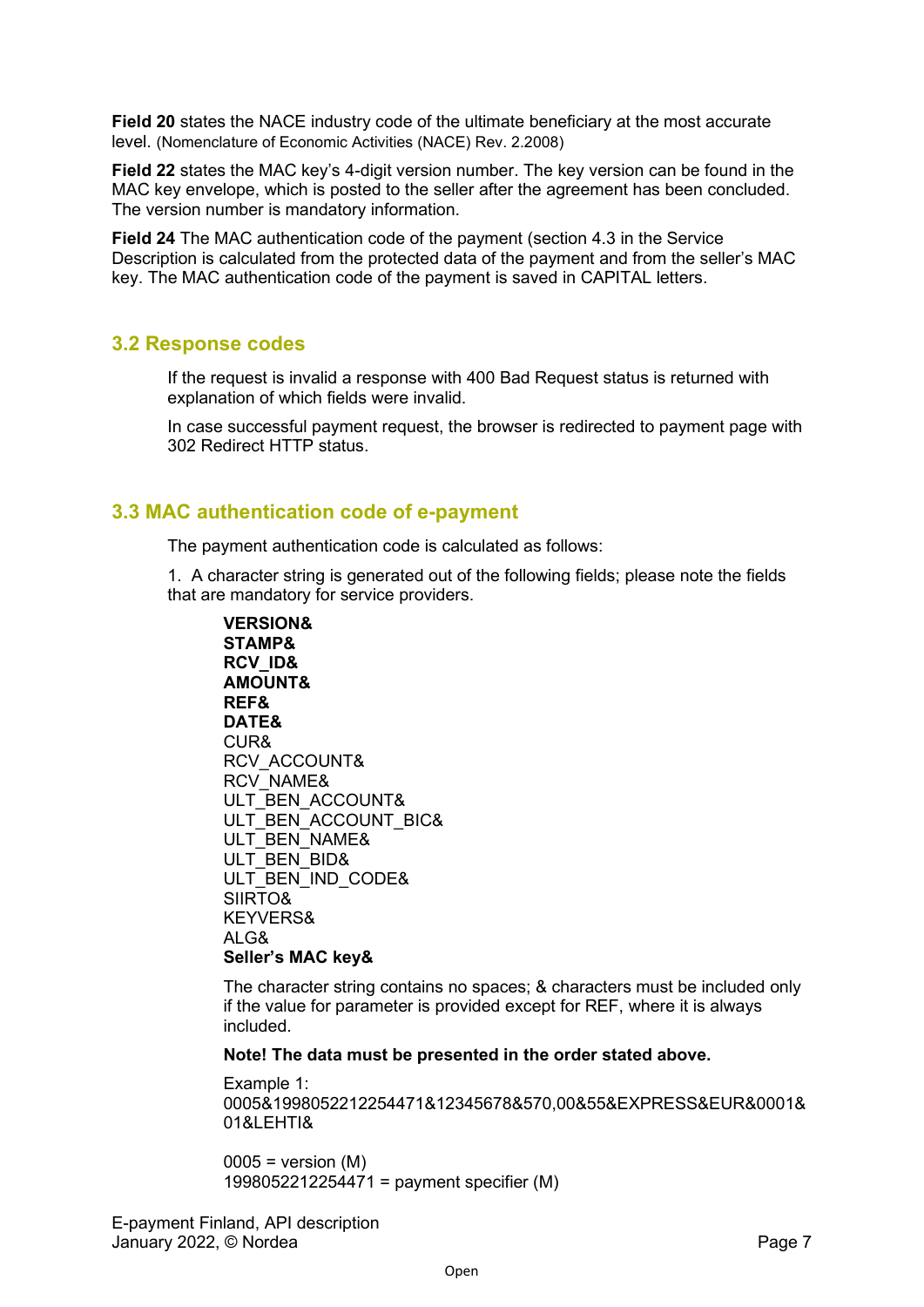**Field 20** states the NACE industry code of the ultimate beneficiary at the most accurate level. (Nomenclature of Economic Activities (NACE) Rev. 2.2008)

**Field 22** states the MAC key's 4-digit version number. The key version can be found in the MAC key envelope, which is posted to the seller after the agreement has been concluded. The version number is mandatory information.

**Field 24** The MAC authentication code of the payment (section 4.3 in the Service Description is calculated from the protected data of the payment and from the seller's MAC key. The MAC authentication code of the payment is saved in CAPITAL letters.

## 3.2 Response codes

If the request is invalid a response with 400 Bad Request status is returned with explanation of which fields were invalid.

In case successful payment request, the browser is redirected to payment page with 302 Redirect HTTP status.

## 3.3 MAC authentication code of e-payment

The payment authentication code is calculated as follows:

1. A character string is generated out of the following fields; please note the fields that are mandatory for service providers.

**VERSION&**
**STAMP&**
**RCV_ID&**
**AMOUNT&**
**REF&**
**DATE&**
CUR&
RCV_ACCOUNT&
RCV_NAME&
ULT_BEN_ACCOUNT&
ULT_BEN_ACCOUNT_BIC&
ULT_BEN_NAME&
ULT_BEN_BID&
ULT_BEN_IND_CODE&
SIIRTO&
KEYVERS&
ALG&
**Seller's MAC key&**

The character string contains no spaces; & characters must be included only if the value for parameter is provided except for REF, where it is always included.

**Note! The data must be presented in the order stated above.**

Example 1:
0005&1998052212254471&12345678&570,00&55&EXPRESS&EUR&0001&01&LEHTI&

0005 = version (M)
1998052212254471 = payment specifier (M)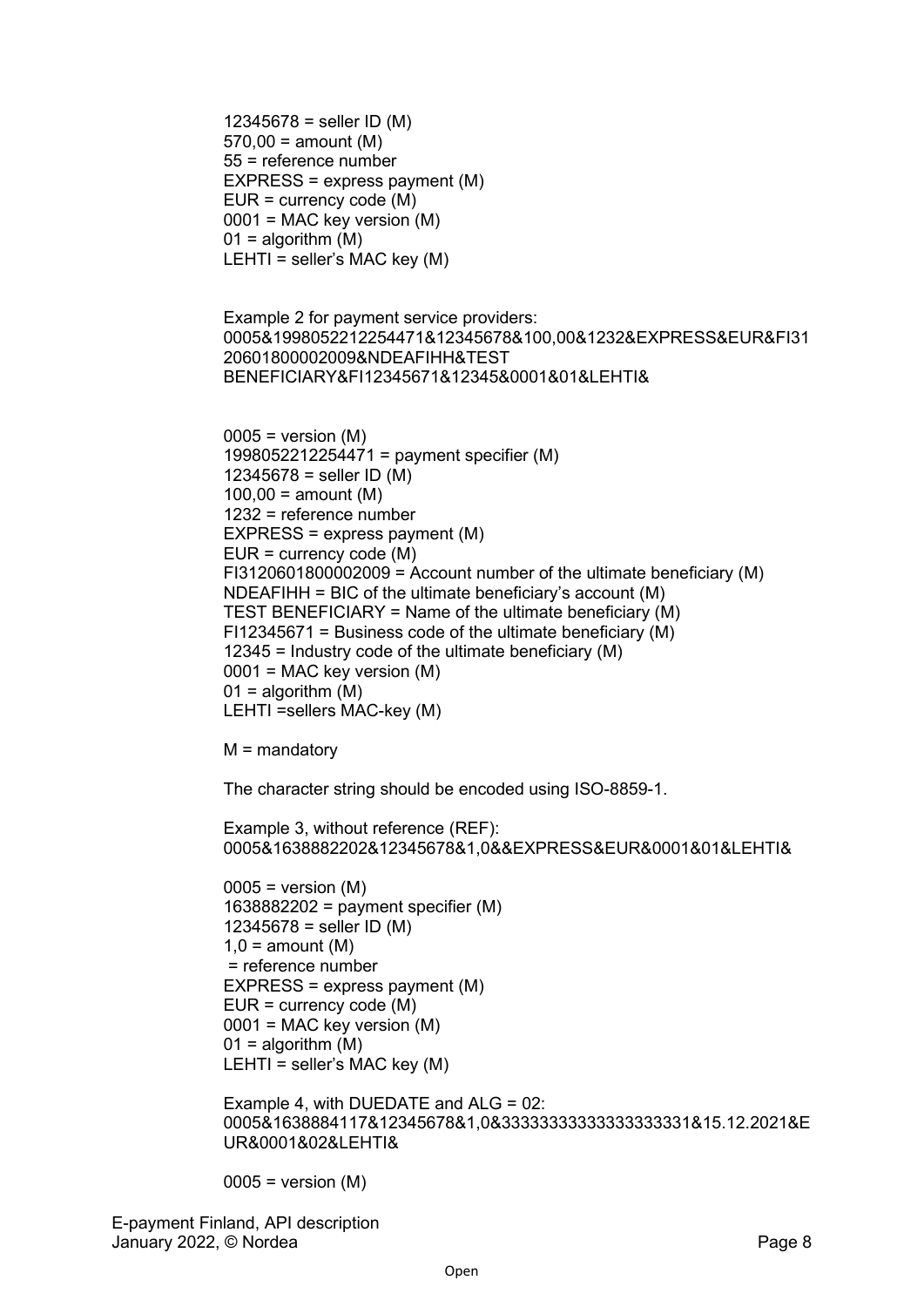12345678 = seller ID (M)
570,00 = amount (M)
55 = reference number
EXPRESS = express payment (M)
EUR = currency code (M)
0001 = MAC key version (M)
01 = algorithm (M)
LEHTI = seller's MAC key (M)

Example 2 for payment service providers:
0005&1998052212254471&12345678&100,00&1232&EXPRESS&EUR&FI3120601800002009&NDEAFIHH&TEST BENEFICIARY&FI12345671&12345&0001&01&LEHTI&

0005 = version (M)
1998052212254471 = payment specifier (M)
12345678 = seller ID (M)
100,00 = amount (M)
1232 = reference number
EXPRESS = express payment (M)
EUR = currency code (M)
FI3120601800002009 = Account number of the ultimate beneficiary (M)
NDEAFIHH = BIC of the ultimate beneficiary's account (M)
TEST BENEFICIARY = Name of the ultimate beneficiary (M)
FI12345671 = Business code of the ultimate beneficiary (M)
12345 = Industry code of the ultimate beneficiary (M)
0001 = MAC key version (M)
01 = algorithm (M)
LEHTI =sellers MAC-key (M)

M = mandatory

The character string should be encoded using ISO-8859-1.

Example 3, without reference (REF):
0005&1638882202&12345678&1,0&&EXPRESS&EUR&0001&01&LEHTI&

0005 = version (M)
1638882202 = payment specifier (M)
12345678 = seller ID (M)
1,0 = amount (M)
= reference number
EXPRESS = express payment (M)
EUR = currency code (M)
0001 = MAC key version (M)
01 = algorithm (M)
LEHTI = seller's MAC key (M)

Example 4, with DUEDATE and ALG = 02:
0005&1638884117&12345678&1,0&33333333333333333331&15.12.2021&EUR&0001&02&LEHTI&

0005 = version (M)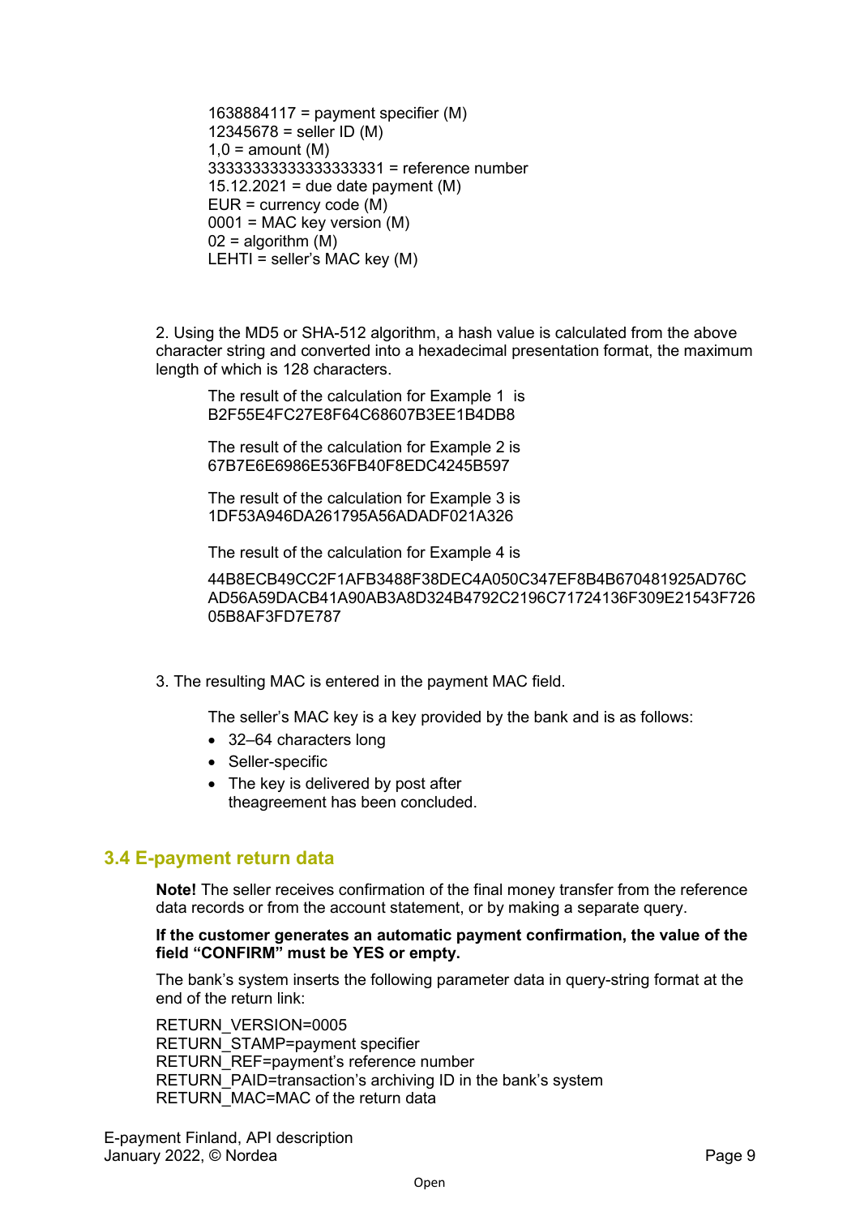1638884117 = payment specifier (M)
12345678 = seller ID (M)
1,0 = amount (M)
33333333333333333331 = reference number
15.12.2021 = due date payment (M)
EUR = currency code (M)
0001 = MAC key version (M)
02 = algorithm (M)
LEHTI = seller's MAC key (M)

2. Using the MD5 or SHA-512 algorithm, a hash value is calculated from the above character string and converted into a hexadecimal presentation format, the maximum length of which is 128 characters.

The result of the calculation for Example 1 is
B2F55E4FC27E8F64C68607B3EE1B4DB8

The result of the calculation for Example 2 is
67B7E6E6986E536FB40F8EDC4245B597

The result of the calculation for Example 3 is
1DF53A946DA261795A56ADADF021A326

The result of the calculation for Example 4 is

44B8ECB49CC2F1AFB3488F38DEC4A050C347EF8B4B670481925AD76C
AD56A59DACB41A90AB3A8D324B4792C2196C71724136F309E21543F726
05B8AF3FD7E787

3. The resulting MAC is entered in the payment MAC field.

The seller's MAC key is a key provided by the bank and is as follows:

- 32–64 characters long
- Seller-specific
- The key is delivered by post after theagreement has been concluded.

## 3.4 E-payment return data

**Note!** The seller receives confirmation of the final money transfer from the reference data records or from the account statement, or by making a separate query.

**If the customer generates an automatic payment confirmation, the value of the field "CONFIRM" must be YES or empty.**

The bank's system inserts the following parameter data in query-string format at the end of the return link:

RETURN_VERSION=0005
RETURN_STAMP=payment specifier
RETURN_REF=payment's reference number
RETURN_PAID=transaction's archiving ID in the bank's system
RETURN_MAC=MAC of the return data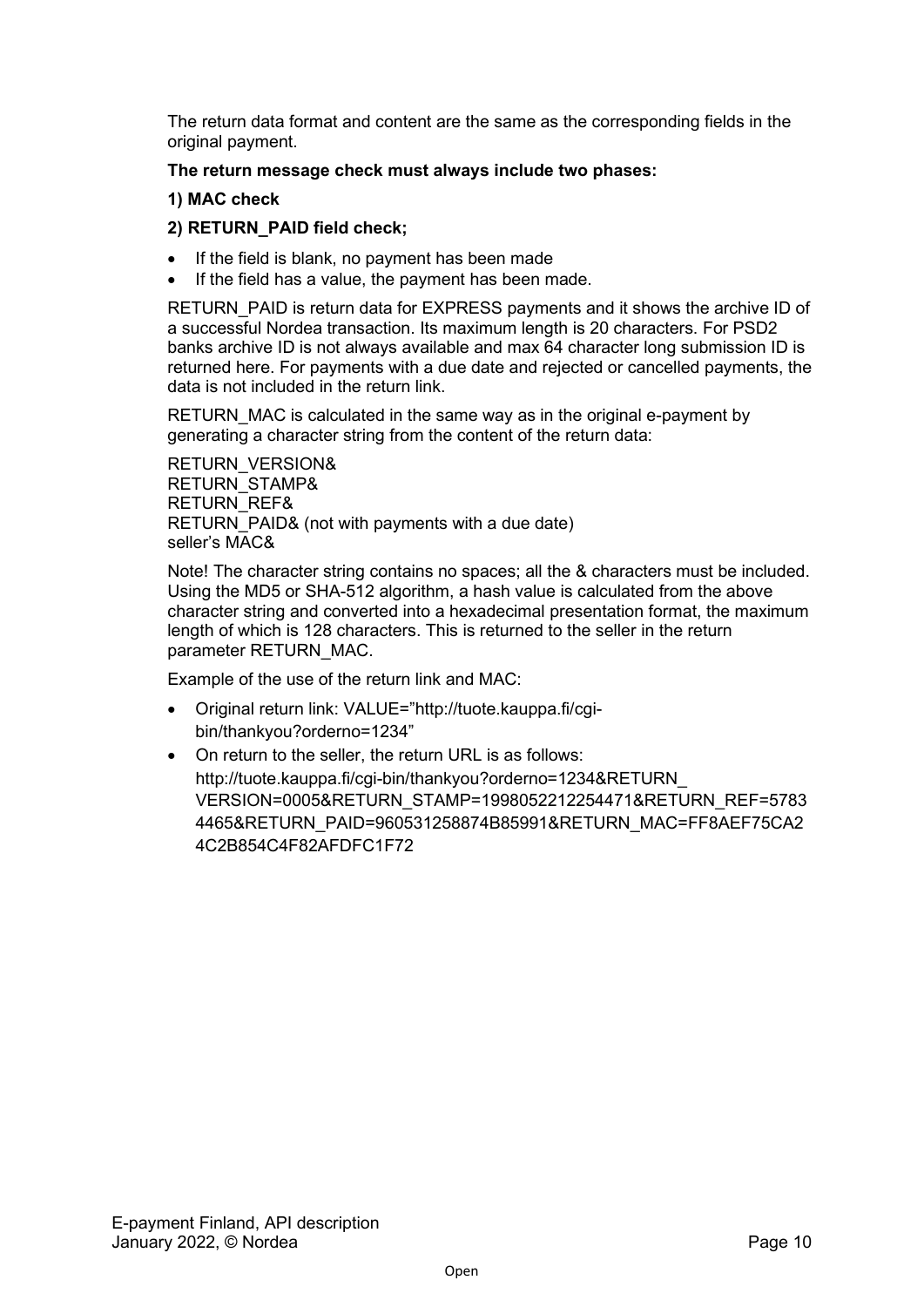The return data format and content are the same as the corresponding fields in the original payment.

**The return message check must always include two phases:**

**1) MAC check**

**2) RETURN_PAID field check;**

- If the field is blank, no payment has been made
- If the field has a value, the payment has been made.

RETURN_PAID is return data for EXPRESS payments and it shows the archive ID of a successful Nordea transaction. Its maximum length is 20 characters. For PSD2 banks archive ID is not always available and max 64 character long submission ID is returned here. For payments with a due date and rejected or cancelled payments, the data is not included in the return link.

RETURN_MAC is calculated in the same way as in the original e-payment by generating a character string from the content of the return data:

RETURN_VERSION&
RETURN_STAMP&
RETURN_REF&
RETURN_PAID& (not with payments with a due date)
seller's MAC&

Note! The character string contains no spaces; all the & characters must be included. Using the MD5 or SHA-512 algorithm, a hash value is calculated from the above character string and converted into a hexadecimal presentation format, the maximum length of which is 128 characters. This is returned to the seller in the return parameter RETURN_MAC.

Example of the use of the return link and MAC:

- Original return link: VALUE="http://tuote.kauppa.fi/cgi-bin/thankyou?orderno=1234"
- On return to the seller, the return URL is as follows: http://tuote.kauppa.fi/cgi-bin/thankyou?orderno=1234&RETURN_VERSION=0005&RETURN_STAMP=1998052212254471&RETURN_REF=57834465&RETURN_PAID=960531258874B85991&RETURN_MAC=FF8AEF75CA24C2B854C4F82AFDFC1F72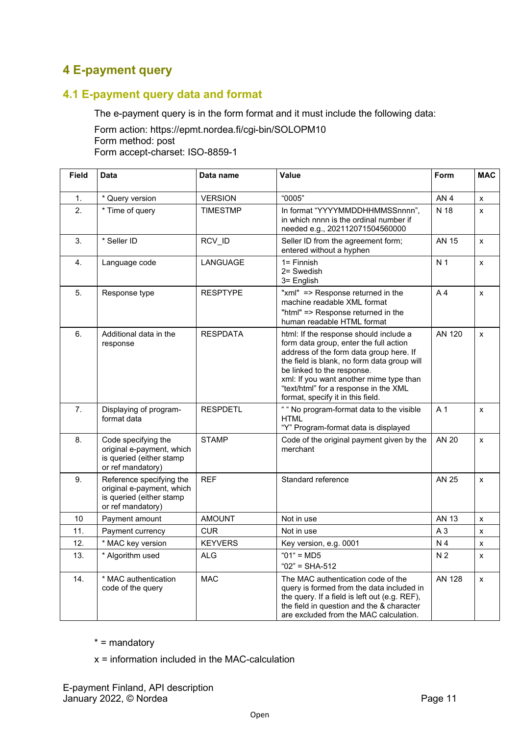# 4 E-payment query

## 4.1 E-payment query data and format

The e-payment query is in the form format and it must include the following data:

Form action: https://epmt.nordea.fi/cgi-bin/SOLOPM10
Form method: post
Form accept-charset: ISO-8859-1

| Field | Data | Data name | Value | Form | MAC |
|---|---|---|---|---|---|
| 1. | * Query version | VERSION | “0005” | AN 4 | x |
| 2. | * Time of query | TIMESTMP | In format “YYYYMMDDHHMMSSnnnn”, in which nnnn is the ordinal number if needed e.g., 202112071504560000 | N 18 | x |
| 3. | * Seller ID | RCV_ID | Seller ID from the agreement form; entered without a hyphen | AN 15 | x |
| 4. | Language code | LANGUAGE | 1= Finnish<br>2= Swedish<br>3= English | N 1 | x |
| 5. | Response type | RESPTYPE | "xml" => Response returned in the machine readable XML format<br>"html" => Response returned in the human readable HTML format | A 4 | x |
| 6. | Additional data in the response | RESPDATA | html: If the response should include a form data group, enter the full action address of the form data group here. If the field is blank, no form data group will be linked to the response.<br>xml: If you want another mime type than “text/html” for a response in the XML format, specify it in this field. | AN 120 | x |
| 7. | Displaying of program-format data | RESPDETL | “ “ No program-format data to the visible HTML<br>“Y” Program-format data is displayed | A 1 | x |
| 8. | Code specifying the original e-payment, which is queried (either stamp or ref mandatory) | STAMP | Code of the original payment given by the merchant | AN 20 | x |
| 9. | Reference specifying the original e-payment, which is queried (either stamp or ref mandatory) | REF | Standard reference | AN 25 | x |
| 10 | Payment amount | AMOUNT | Not in use | AN 13 | x |
| 11. | Payment currency | CUR | Not in use | A 3 | x |
| 12. | * MAC key version | KEYVERS | Key version, e.g. 0001 | N 4 | x |
| 13. | * Algorithm used | ALG | “01“ = MD5<br>“02” = SHA-512 | N 2 | x |
| 14. | * MAC authentication code of the query | MAC | The MAC authentication code of the query is formed from the data included in the query. If a field is left out (e.g. REF), the field in question and the & character are excluded from the MAC calculation. | AN 128 | x |

* = mandatory

x = information included in the MAC-calculation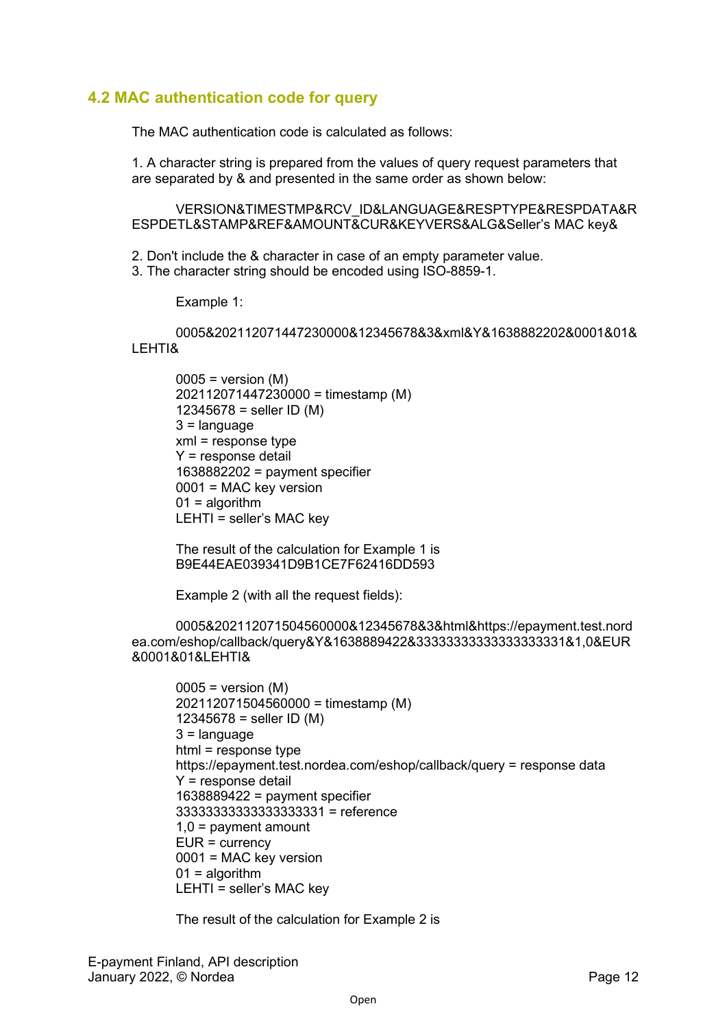## 4.2 MAC authentication code for query

The MAC authentication code is calculated as follows:

1. A character string is prepared from the values of query request parameters that are separated by & and presented in the same order as shown below:

   VERSION&TIMESTMP&RCV_ID&LANGUAGE&RESPTYPE&RESPDATA&RESPDETL&STAMP&REF&AMOUNT&CUR&KEYVERS&ALG&Seller's MAC key&

2. Don't include the & character in case of an empty parameter value.
3. The character string should be encoded using ISO-8859-1.

Example 1:

0005&20211207144723000&12345678&3&xml&Y&1638882202&0001&01&LEHTI&

0005 = version (M)
20211207144723000 = timestamp (M)
12345678 = seller ID (M)
3 = language
xml = response type
Y = response detail
1638882202 = payment specifier
0001 = MAC key version
01 = algorithm
LEHTI = seller's MAC key

The result of the calculation for Example 1 is
B9E44EAE039341D9B1CE7F62416DD593

Example 2 (with all the request fields):

0005&20211207150456000&12345678&3&html&https://epayment.test.nordea.com/eshop/callback/query&Y&1638889422&33333333333333333331&1,0&EUR&0001&01&LEHTI&

0005 = version (M)
20211207150456000 = timestamp (M)
12345678 = seller ID (M)
3 = language
html = response type
https://epayment.test.nordea.com/eshop/callback/query = response data
Y = response detail
1638889422 = payment specifier
33333333333333333331 = reference
1,0 = payment amount
EUR = currency
0001 = MAC key version
01 = algorithm
LEHTI = seller's MAC key

The result of the calculation for Example 2 is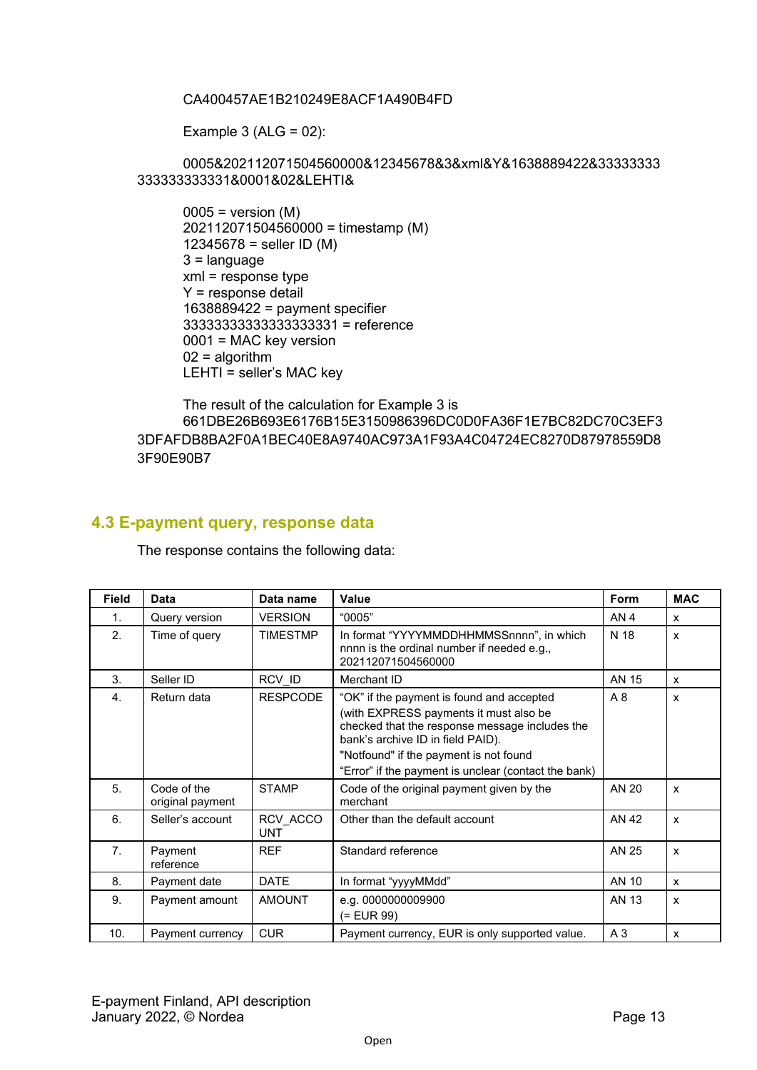CA400457AE1B210249E8ACF1A490B4FD

Example 3 (ALG = 02):

0005&20211207150456000&12345678&3&xml&Y&1638889422&33333333333333333331&0001&02&LEHTI&

0005 = version (M)
202112071504560000 = timestamp (M)
12345678 = seller ID (M)
3 = language
xml = response type
Y = response detail
1638889422 = payment specifier
33333333333333333331 = reference
0001 = MAC key version
02 = algorithm
LEHTI = seller's MAC key

The result of the calculation for Example 3 is
661DBE26B693E6176B15E3150986396DC0D0FA36F1E7BC82DC70C3EF33DFAFDB8BA2F0A1BEC40E8A9740AC973A1F93A4C04724EC8270D87978559D83F90E90B7

## 4.3 E-payment query, response data

The response contains the following data:

| Field | Data | Data name | Value | Form | MAC |
|---|---|---|---|---|---|
| 1. | Query version | VERSION | "0005" | AN 4 | x |
| 2. | Time of query | TIMESTMP | In format "YYYYMMDDHHMMSSnnnn", in which nnnn is the ordinal number if needed e.g., 202112071504560000 | N 18 | x |
| 3. | Seller ID | RCV_ID | Merchant ID | AN 15 | x |
| 4. | Return data | RESPCODE | "OK" if the payment is found and accepted (with EXPRESS payments it must also be checked that the response message includes the bank's archive ID in field PAID).<br>"Notfound" if the payment is not found<br>"Error" if the payment is unclear (contact the bank) | A 8 | x |
| 5. | Code of the original payment | STAMP | Code of the original payment given by the merchant | AN 20 | x |
| 6. | Seller's account | RCV_ACCOUNT | Other than the default account | AN 42 | x |
| 7. | Payment reference | REF | Standard reference | AN 25 | x |
| 8. | Payment date | DATE | In format "yyyyMMdd" | AN 10 | x |
| 9. | Payment amount | AMOUNT | e.g. 0000000009900 (= EUR 99) | AN 13 | x |
| 10. | Payment currency | CUR | Payment currency, EUR is only supported value. | A 3 | x |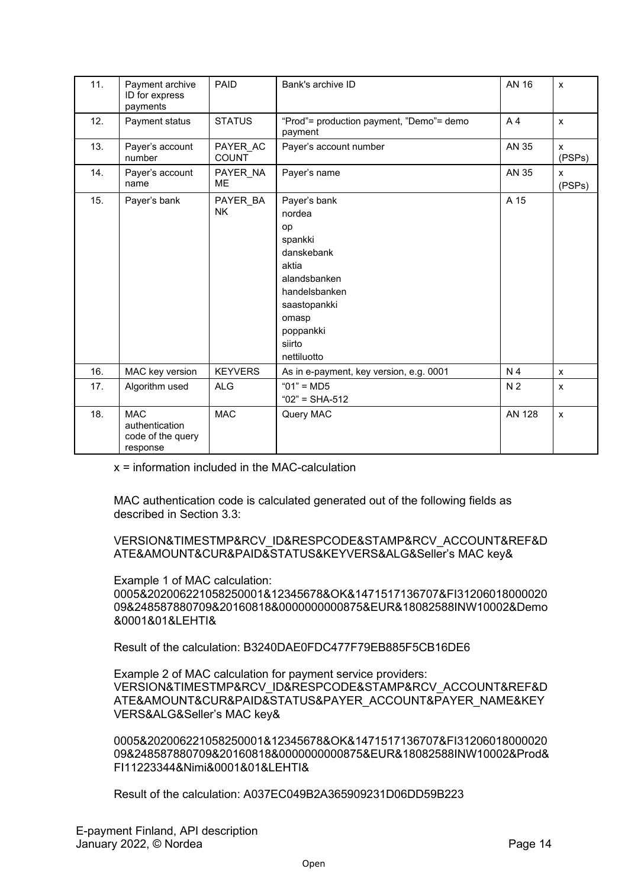| 11. | Payment archive ID for express payments | PAID | Bank's archive ID | AN 16 | x |
|---|---|---|---|---|---|
| 12. | Payment status | STATUS | “Prod”= production payment, ”Demo”= demo payment | A 4 | x |
| 13. | Payer’s account number | PAYER_ACCOUNT | Payer’s account number | AN 35 | x (PSPs) |
| 14. | Payer’s account name | PAYER_NAME | Payer’s name | AN 35 | x (PSPs) |
| 15. | Payer’s bank | PAYER_BANK | Payer’s bank<br>nordea<br>op<br>spankki<br>danskebank<br>aktia<br>alandsbanken<br>handelsbanken<br>saastopankki<br>omasp<br>poppankki<br>siirto<br>nettiluotto | A 15 | |
| 16. | MAC key version | KEYVERS | As in e-payment, key version, e.g. 0001 | N 4 | x |
| 17. | Algorithm used | ALG | “01” = MD5<br>“02” = SHA-512 | N 2 | x |
| 18. | MAC authentication code of the query response | MAC | Query MAC | AN 128 | x |

x = information included in the MAC-calculation

MAC authentication code is calculated generated out of the following fields as described in Section 3.3:

VERSION&TIMESTMP&RCV_ID&RESPCODE&STAMP&RCV_ACCOUNT&REF&DATE&AMOUNT&CUR&PAID&STATUS&KEYVERS&ALG&Seller’s MAC key&

Example 1 of MAC calculation:
0005&2020062210582500001&12345678&OK&1471517136707&FI3120601800002009&248587880709&20160818&0000000000875&EUR&18082588INW10002&Demo&0001&01&LEHTI&

Result of the calculation: B3240DAE0FDC477F79EB885F5CB16DE6

Example 2 of MAC calculation for payment service providers:
VERSION&TIMESTMP&RCV_ID&RESPCODE&STAMP&RCV_ACCOUNT&REF&DATE&AMOUNT&CUR&PAID&STATUS&PAYER_ACCOUNT&PAYER_NAME&KEYVERS&ALG&Seller’s MAC key&

0005&2020062210582500001&12345678&OK&1471517136707&FI3120601800002009&248587880709&20160818&0000000000875&EUR&18082588INW10002&Prod&FI11223344&Nimi&0001&01&LEHTI&

Result of the calculation: A037EC049B2A365909231D06DD59B223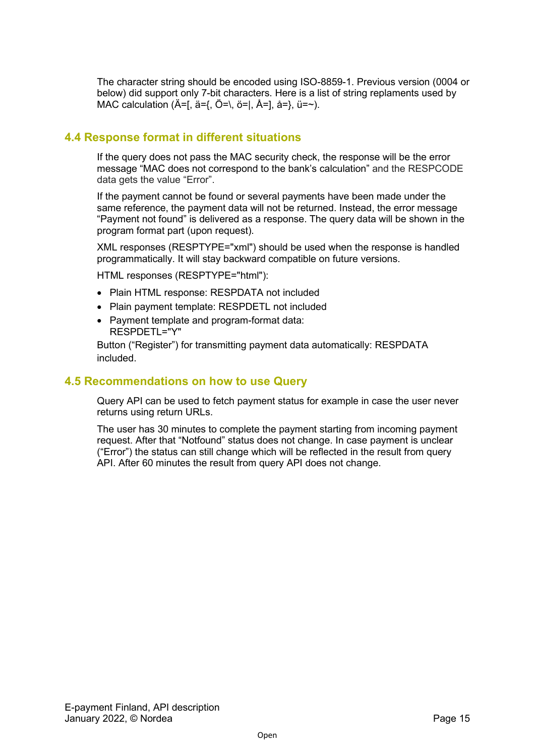The character string should be encoded using ISO-8859-1. Previous version (0004 or below) did support only 7-bit characters. Here is a list of string replaments used by MAC calculation (Ä=[, ä={, Ö=\, ö=|, Å=], å=}, ü=~).

## 4.4 Response format in different situations

If the query does not pass the MAC security check, the response will be the error message "MAC does not correspond to the bank's calculation" and the RESPCODE data gets the value "Error".

If the payment cannot be found or several payments have been made under the same reference, the payment data will not be returned. Instead, the error message "Payment not found" is delivered as a response. The query data will be shown in the program format part (upon request).

XML responses (RESPTYPE="xml") should be used when the response is handled programmatically. It will stay backward compatible on future versions.

HTML responses (RESPTYPE="html"):

- Plain HTML response: RESPDATA not included
- Plain payment template: RESPDETL not included
- Payment template and program-format data: RESPDETL="Y"

Button ("Register") for transmitting payment data automatically: RESPDATA included.

## 4.5 Recommendations on how to use Query

Query API can be used to fetch payment status for example in case the user never returns using return URLs.

The user has 30 minutes to complete the payment starting from incoming payment request. After that "Notfound" status does not change. In case payment is unclear ("Error") the status can still change which will be reflected in the result from query API. After 60 minutes the result from query API does not change.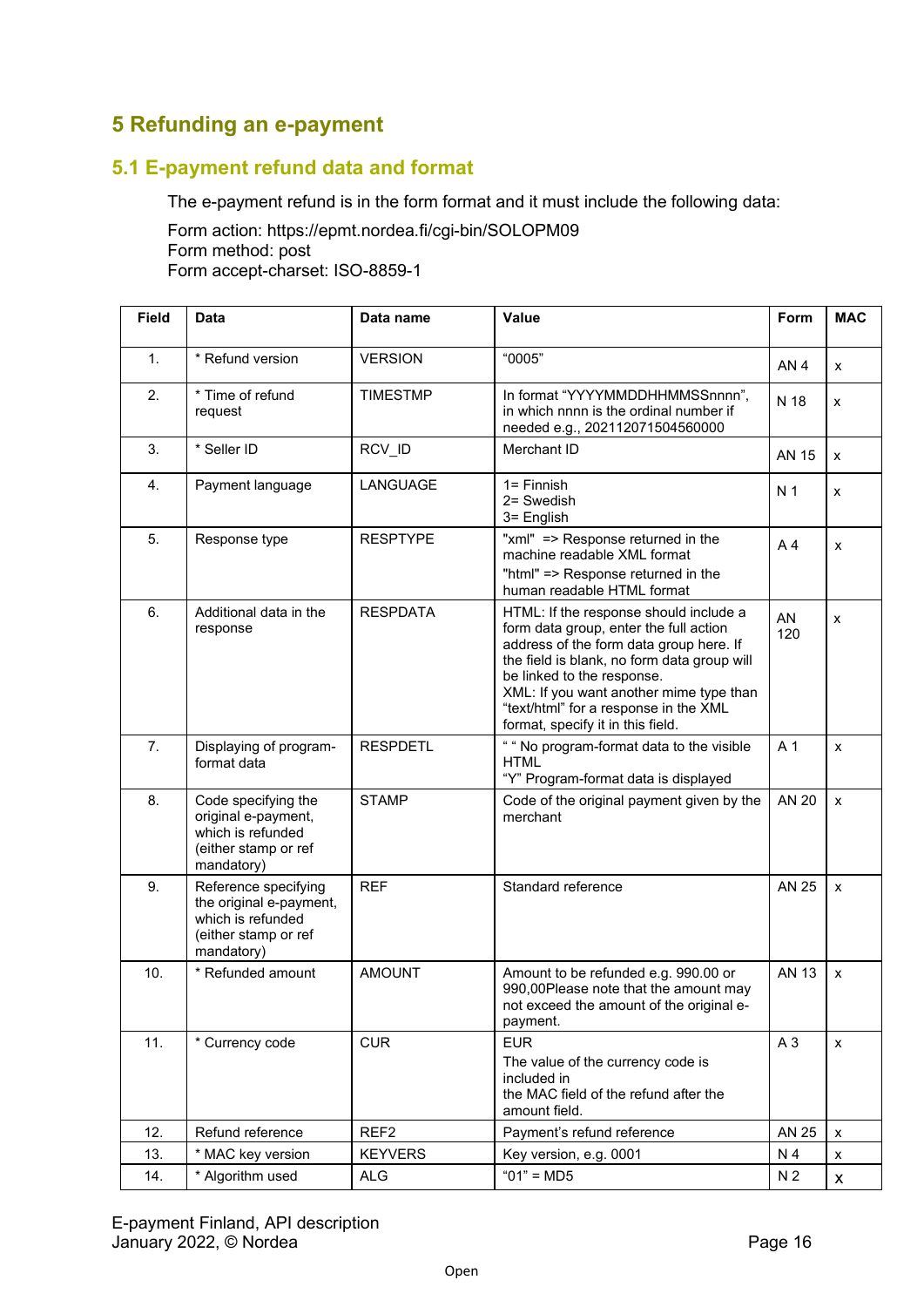## 5 Refunding an e-payment

### 5.1 E-payment refund data and format

The e-payment refund is in the form format and it must include the following data:

Form action: https://epmt.nordea.fi/cgi-bin/SOLOPM09
Form method: post
Form accept-charset: ISO-8859-1

| Field | Data | Data name | Value | Form | MAC |
|---|---|---|---|---|---|
| 1. | * Refund version | VERSION | "0005" | AN 4 | x |
| 2. | * Time of refund request | TIMESTMP | In format "YYYYMMDDHHMMSSnnnn", in which nnnn is the ordinal number if needed e.g., 202112071504560000 | N 18 | x |
| 3. | * Seller ID | RCV_ID | Merchant ID | AN 15 | x |
| 4. | Payment language | LANGUAGE | 1= Finnish<br>2= Swedish<br>3= English | N 1 | x |
| 5. | Response type | RESPTYPE | "xml" => Response returned in the machine readable XML format<br>"html" => Response returned in the human readable HTML format | A 4 | x |
| 6. | Additional data in the response | RESPDATA | HTML: If the response should include a form data group, enter the full action address of the form data group here. If the field is blank, no form data group will be linked to the response.<br>XML: If you want another mime type than "text/html" for a response in the XML format, specify it in this field. | AN 120 | x |
| 7. | Displaying of program-format data | RESPDETL | " " No program-format data to the visible HTML<br>"Y" Program-format data is displayed | A 1 | x |
| 8. | Code specifying the original e-payment, which is refunded (either stamp or ref mandatory) | STAMP | Code of the original payment given by the merchant | AN 20 | x |
| 9. | Reference specifying the original e-payment, which is refunded (either stamp or ref mandatory) | REF | Standard reference | AN 25 | x |
| 10. | * Refunded amount | AMOUNT | Amount to be refunded e.g. 990.00 or 990,00Please note that the amount may not exceed the amount of the original e-payment. | AN 13 | x |
| 11. | * Currency code | CUR | EUR<br>The value of the currency code is included in<br>the MAC field of the refund after the amount field. | A 3 | x |
| 12. | Refund reference | REF2 | Payment's refund reference | AN 25 | x |
| 13. | * MAC key version | KEYVERS | Key version, e.g. 0001 | N 4 | x |
| 14. | * Algorithm used | ALG | "01" = MD5 | N 2 | x |

E-payment Finland, API description
January 2022, © Nordea

Open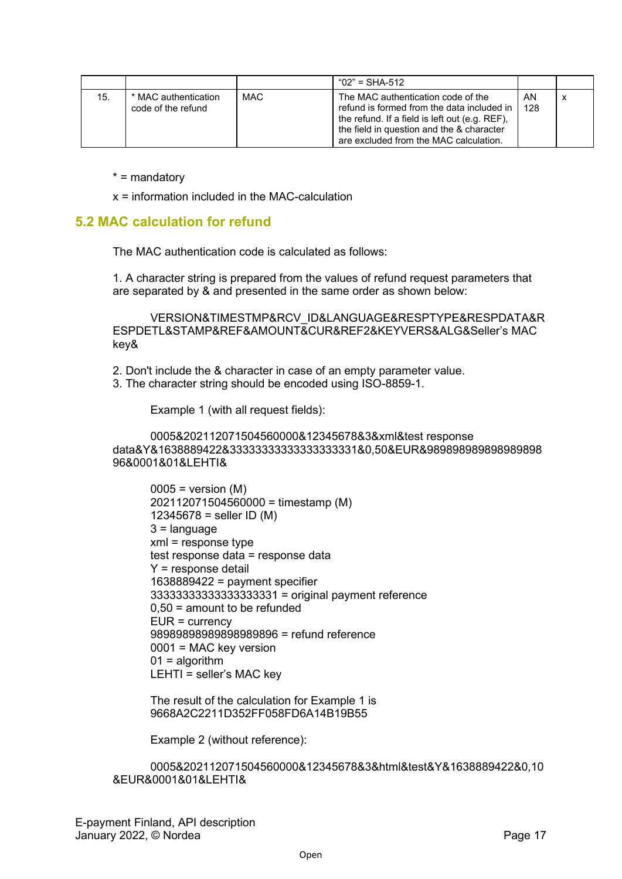| | | | | | |
|---|---|---|---|---|---|
| | | | "02" = SHA-512 | | |
| 15. | * MAC authentication code of the refund | MAC | The MAC authentication code of the refund is formed from the data included in the refund. If a field is left out (e.g. REF), the field in question and the & character are excluded from the MAC calculation. | AN 128 | x |

* = mandatory

x = information included in the MAC-calculation

## 5.2 MAC calculation for refund

The MAC authentication code is calculated as follows:

1. A character string is prepared from the values of refund request parameters that are separated by & and presented in the same order as shown below:

VERSION&TIMESTMP&RCV_ID&LANGUAGE&RESPTYPE&RESPDATA&RESPDETL&STAMP&REF&AMOUNT&CUR&REF2&KEYVERS&ALG&Seller's MAC key&

2. Don't include the & character in case of an empty parameter value.
3. The character string should be encoded using ISO-8859-1.

Example 1 (with all request fields):

0005&202112071504560000&12345678&3&xml&test response data&Y&1638889422&33333333333333333331&0,50&EUR&98989898989898989896&0001&01&LEHTI&

0005 = version (M)
202112071504560000 = timestamp (M)
12345678 = seller ID (M)
3 = language
xml = response type
test response data = response data
Y = response detail
1638889422 = payment specifier
33333333333333333331 = original payment reference
0,50 = amount to be refunded
EUR = currency
98989898989898989896 = refund reference
0001 = MAC key version
01 = algorithm
LEHTI = seller's MAC key

The result of the calculation for Example 1 is
9668A2C2211D352FF058FD6A14B19B55

Example 2 (without reference):

0005&202112071504560000&12345678&3&html&test&Y&1638889422&0,10&EUR&0001&01&LEHTI&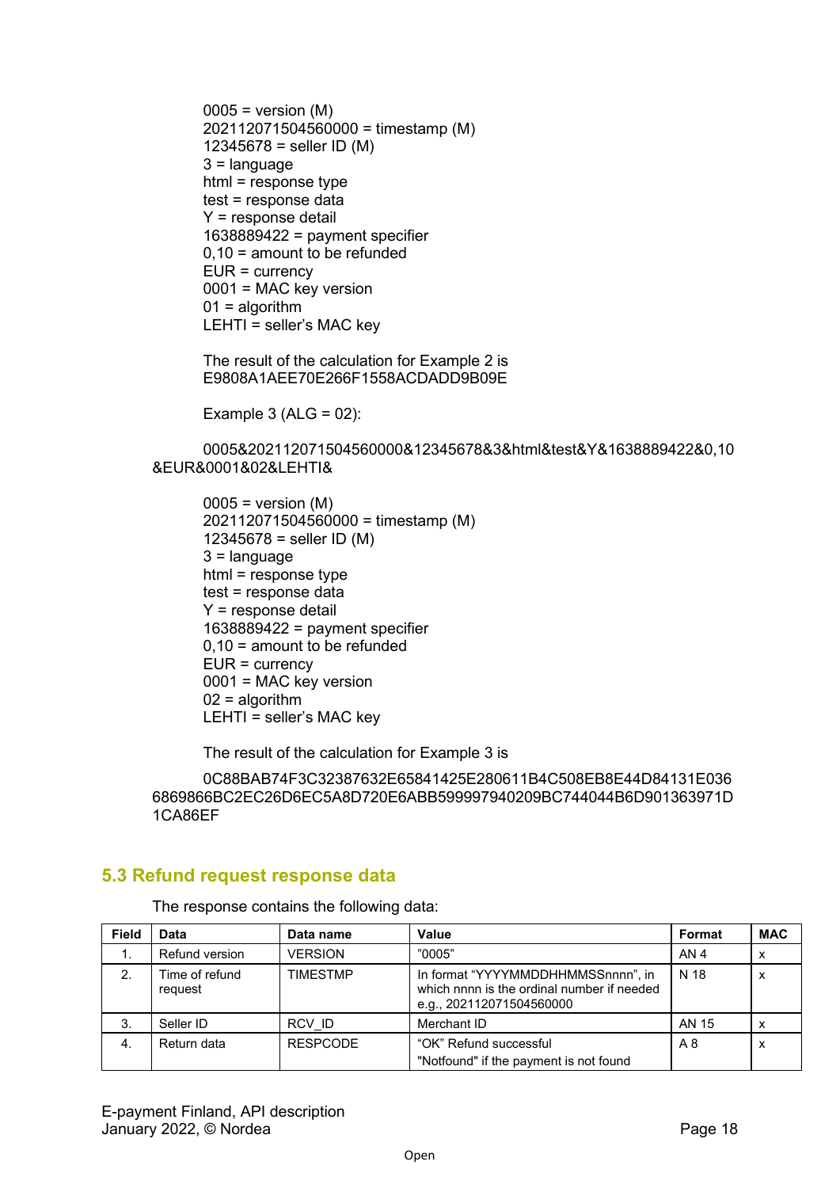0005 = version (M)
202112071504560000 = timestamp (M)
12345678 = seller ID (M)
3 = language
html = response type
test = response data
Y = response detail
1638889422 = payment specifier
0,10 = amount to be refunded
EUR = currency
0001 = MAC key version
01 = algorithm
LEHTI = seller's MAC key

The result of the calculation for Example 2 is
E9808A1AEE70E266F1558ACDADD9B09E

Example 3 (ALG = 02):

0005&202112071504560000&12345678&3&html&test&Y&1638889422&0,10&EUR&0001&02&LEHTI&

0005 = version (M)
202112071504560000 = timestamp (M)
12345678 = seller ID (M)
3 = language
html = response type
test = response data
Y = response detail
1638889422 = payment specifier
0,10 = amount to be refunded
EUR = currency
0001 = MAC key version
02 = algorithm
LEHTI = seller's MAC key

The result of the calculation for Example 3 is

0C88BAB74F3C32387632E65841425E280611B4C508EB8E44D84131E0366869866BC2EC26D6EC5A8D720E6ABB599997940209BC744044B6D901363971D1CA86EF

## 5.3 Refund request response data

The response contains the following data:

| Field | Data | Data name | Value | Format | MAC |
|---|---|---|---|---|---|
| 1. | Refund version | VERSION | "0005" | AN 4 | x |
| 2. | Time of refund request | TIMESTMP | In format "YYYYMMDDHHMMSSnnnn", in which nnnn is the ordinal number if needed e.g., 202112071504560000 | N 18 | x |
| 3. | Seller ID | RCV_ID | Merchant ID | AN 15 | x |
| 4. | Return data | RESPCODE | "OK" Refund successful<br>"Notfound" if the payment is not found | A 8 | x |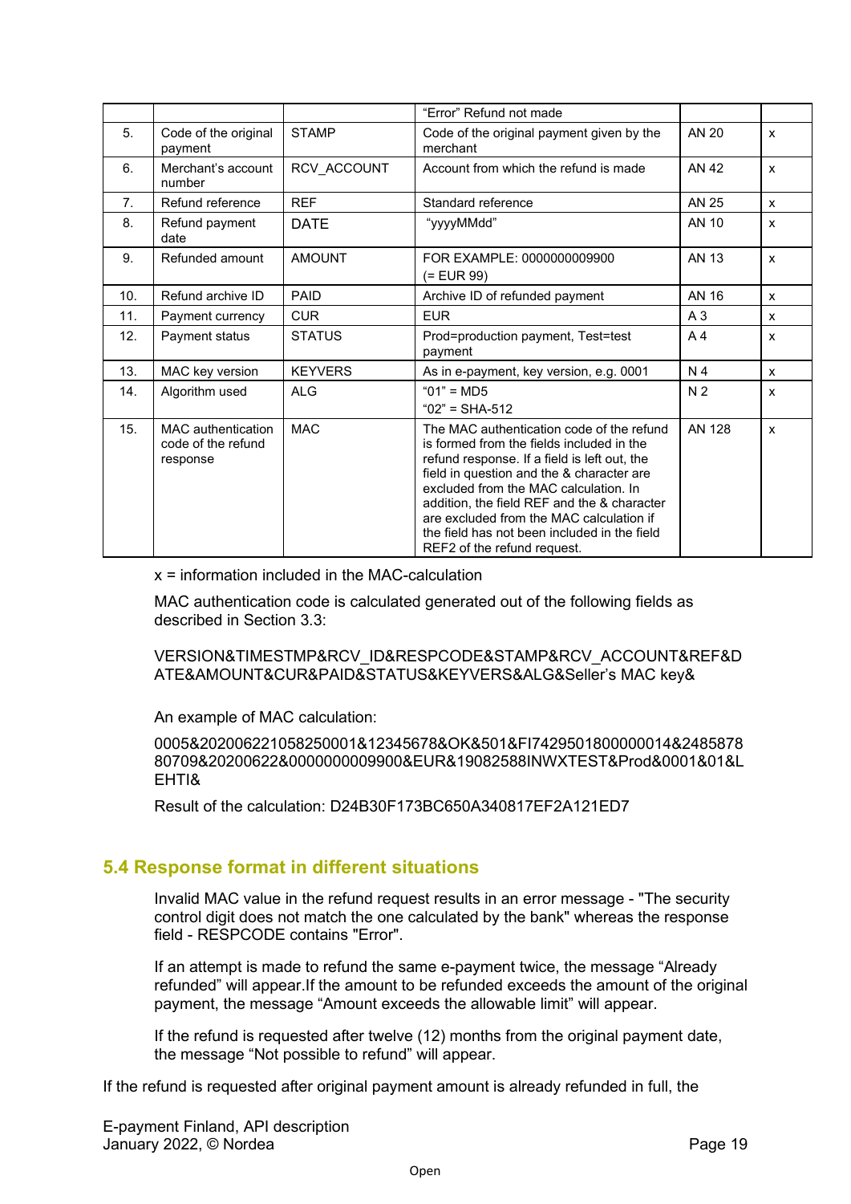| | | | | | |
|---|---|---|---|---|---|
| | | | "Error" Refund not made | | |
| 5. | Code of the original payment | STAMP | Code of the original payment given by the merchant | AN 20 | x |
| 6. | Merchant's account number | RCV_ACCOUNT | Account from which the refund is made | AN 42 | x |
| 7. | Refund reference | REF | Standard reference | AN 25 | x |
| 8. | Refund payment date | DATE | "yyyyMMdd" | AN 10 | x |
| 9. | Refunded amount | AMOUNT | FOR EXAMPLE: 0000000009900 (= EUR 99) | AN 13 | x |
| 10. | Refund archive ID | PAID | Archive ID of refunded payment | AN 16 | x |
| 11. | Payment currency | CUR | EUR | A 3 | x |
| 12. | Payment status | STATUS | Prod=production payment, Test=test payment | A 4 | x |
| 13. | MAC key version | KEYVERS | As in e-payment, key version, e.g. 0001 | N 4 | x |
| 14. | Algorithm used | ALG | "01" = MD5<br>"02" = SHA-512 | N 2 | x |
| 15. | MAC authentication code of the refund response | MAC | The MAC authentication code of the refund is formed from the fields included in the refund response. If a field is left out, the field in question and the & character are excluded from the MAC calculation. In addition, the field REF and the & character are excluded from the MAC calculation if the field has not been included in the field REF2 of the refund request. | AN 128 | x |

x = information included in the MAC-calculation

MAC authentication code is calculated generated out of the following fields as described in Section 3.3:

VERSION&TIMESTMP&RCV_ID&RESPCODE&STAMP&RCV_ACCOUNT&REF&DATE&AMOUNT&CUR&PAID&STATUS&KEYVERS&ALG&Seller's MAC key&

An example of MAC calculation:

0005&2020062210582500001&12345678&OK&501&FI7429501800000014&248587880709&20200622&0000000009900&EUR&19082588INWXTEST&Prod&0001&01&LEHTI&

Result of the calculation: D24B30F173BC650A340817EF2A121ED7

## 5.4 Response format in different situations

Invalid MAC value in the refund request results in an error message - "The security control digit does not match the one calculated by the bank" whereas the response field - RESPCODE contains "Error".

If an attempt is made to refund the same e-payment twice, the message "Already refunded" will appear.If the amount to be refunded exceeds the amount of the original payment, the message "Amount exceeds the allowable limit" will appear.

If the refund is requested after twelve (12) months from the original payment date, the message "Not possible to refund" will appear.

If the refund is requested after original payment amount is already refunded in full, the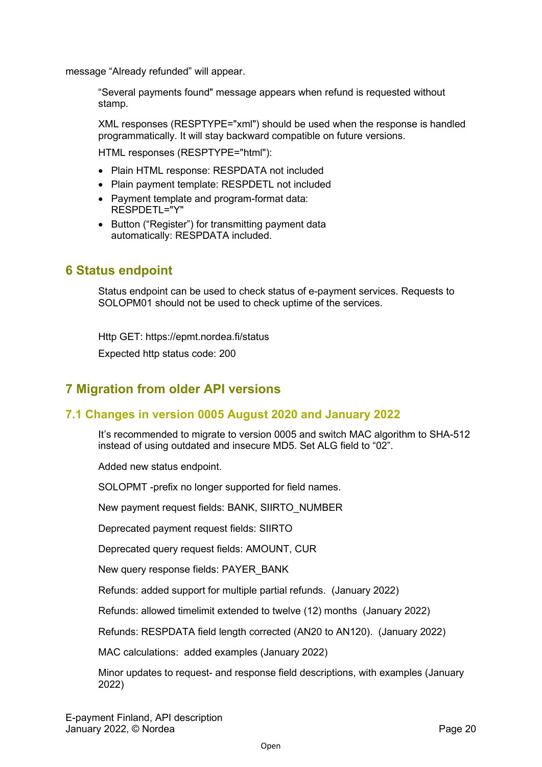message “Already refunded” will appear.

“Several payments found" message appears when refund is requested without stamp.

XML responses (RESPTYPE="xml") should be used when the response is handled programmatically. It will stay backward compatible on future versions.

HTML responses (RESPTYPE="html"):

- Plain HTML response: RESPDATA not included
- Plain payment template: RESPDETL not included
- Payment template and program-format data: RESPDETL="Y"
- Button (“Register”) for transmitting payment data automatically: RESPDATA included.

## 6 Status endpoint

Status endpoint can be used to check status of e-payment services. Requests to SOLOPM01 should not be used to check uptime of the services.

Http GET: https://epmt.nordea.fi/status

Expected http status code: 200

## 7 Migration from older API versions

### 7.1 Changes in version 0005 August 2020 and January 2022

It’s recommended to migrate to version 0005 and switch MAC algorithm to SHA-512 instead of using outdated and insecure MD5. Set ALG field to “02”.

Added new status endpoint.

SOLOPMT -prefix no longer supported for field names.

New payment request fields: BANK, SIIRTO_NUMBER

Deprecated payment request fields: SIIRTO

Deprecated query request fields: AMOUNT, CUR

New query response fields: PAYER_BANK

Refunds: added support for multiple partial refunds. (January 2022)

Refunds: allowed timelimit extended to twelve (12) months (January 2022)

Refunds: RESPDATA field length corrected (AN20 to AN120). (January 2022)

MAC calculations: added examples (January 2022)

Minor updates to request- and response field descriptions, with examples (January 2022)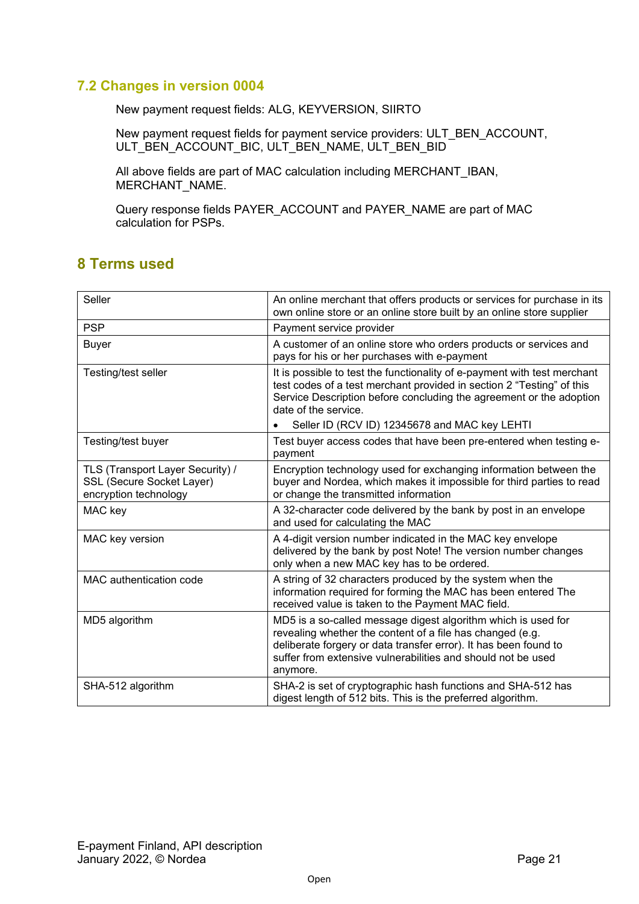## 7.2 Changes in version 0004

New payment request fields: ALG, KEYVERSION, SIIRTO

New payment request fields for payment service providers: ULT_BEN_ACCOUNT, ULT_BEN_ACCOUNT_BIC, ULT_BEN_NAME, ULT_BEN_BID

All above fields are part of MAC calculation including MERCHANT_IBAN, MERCHANT_NAME.

Query response fields PAYER_ACCOUNT and PAYER_NAME are part of MAC calculation for PSPs.

# 8 Terms used

| | |
|---|---|
| Seller | An online merchant that offers products or services for purchase in its own online store or an online store built by an online store supplier |
| PSP | Payment service provider |
| Buyer | A customer of an online store who orders products or services and pays for his or her purchases with e-payment |
| Testing/test seller | It is possible to test the functionality of e-payment with test merchant test codes of a test merchant provided in section 2 “Testing” of this Service Description before concluding the agreement or the adoption date of the service.<br>• Seller ID (RCV ID) 12345678 and MAC key LEHTI |
| Testing/test buyer | Test buyer access codes that have been pre-entered when testing e-payment |
| TLS (Transport Layer Security) / SSL (Secure Socket Layer) encryption technology | Encryption technology used for exchanging information between the buyer and Nordea, which makes it impossible for third parties to read or change the transmitted information |
| MAC key | A 32-character code delivered by the bank by post in an envelope and used for calculating the MAC |
| MAC key version | A 4-digit version number indicated in the MAC key envelope delivered by the bank by post Note! The version number changes only when a new MAC key has to be ordered. |
| MAC authentication code | A string of 32 characters produced by the system when the information required for forming the MAC has been entered The received value is taken to the Payment MAC field. |
| MD5 algorithm | MD5 is a so-called message digest algorithm which is used for revealing whether the content of a file has changed (e.g. deliberate forgery or data transfer error). It has been found to suffer from extensive vulnerabilities and should not be used anymore. |
| SHA-512 algorithm | SHA-2 is set of cryptographic hash functions and SHA-512 has digest length of 512 bits. This is the preferred algorithm. |